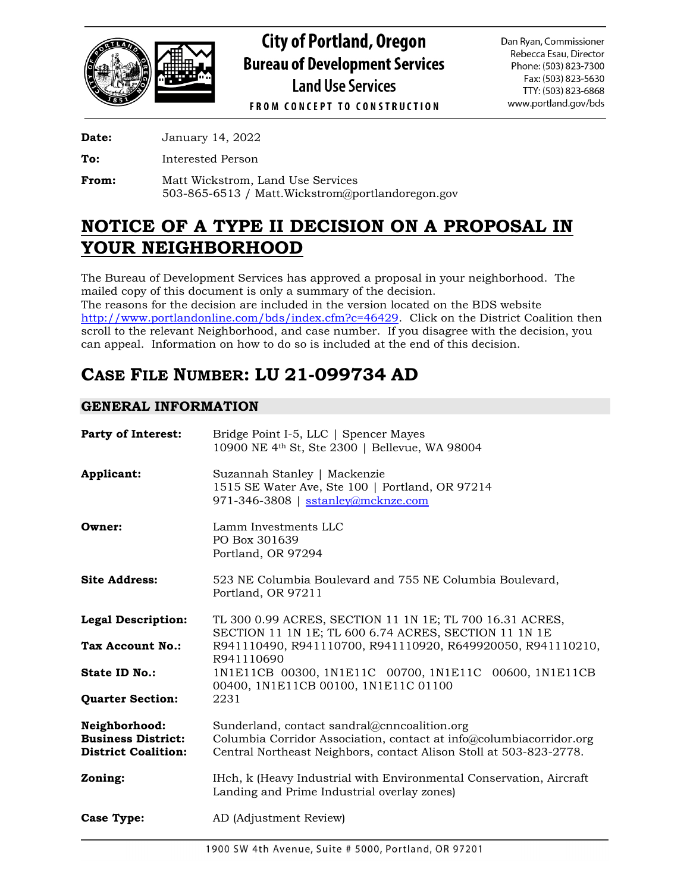# City of Portland, Oregon
## Bureau of Development Services
## Land Use Services

FROM CONCEPT TO CONSTRUCTION

Dan Ryan, Commissioner
Rebecca Esau, Director
Phone: (503) 823-7300
Fax: (503) 823-5630
TTY: (503) 823-6868
www.portland.gov/bds

**Date:** January 14, 2022

**To:** Interested Person

**From:** Matt Wickstrom, Land Use Services
503-865-6513 / Matt.Wickstrom@portlandoregon.gov

# NOTICE OF A TYPE II DECISION ON A PROPOSAL IN YOUR NEIGHBORHOOD

The Bureau of Development Services has approved a proposal in your neighborhood. The mailed copy of this document is only a summary of the decision.
The reasons for the decision are included in the version located on the BDS website http://www.portlandonline.com/bds/index.cfm?c=46429. Click on the District Coalition then scroll to the relevant Neighborhood, and case number. If you disagree with the decision, you can appeal. Information on how to do so is included at the end of this decision.

# CASE FILE NUMBER: LU 21-099734 AD

## GENERAL INFORMATION

**Party of Interest:** Bridge Point I-5, LLC | Spencer Mayes
10900 NE 4th St, Ste 2300 | Bellevue, WA 98004

**Applicant:** Suzannah Stanley | Mackenzie
1515 SE Water Ave, Ste 100 | Portland, OR 97214
971-346-3808 | sstanley@mcknze.com

**Owner:** Lamm Investments LLC
PO Box 301639
Portland, OR 97294

**Site Address:** 523 NE Columbia Boulevard and 755 NE Columbia Boulevard, Portland, OR 97211

**Legal Description:** TL 300 0.99 ACRES, SECTION 11 1N 1E; TL 700 16.31 ACRES, SECTION 11 1N 1E; TL 600 6.74 ACRES, SECTION 11 1N 1E

**Tax Account No.:** R941110490, R941110700, R941110920, R649920050, R941110210, R941110690

**State ID No.:** 1N1E11CB 00300, 1N1E11C 00700, 1N1E11C 00600, 1N1E11CB 00400, 1N1E11CB 00100, 1N1E11C 01100

**Quarter Section:** 2231

**Neighborhood:** Sunderland, contact sandral@cnncoalition.org

**Business District:** Columbia Corridor Association, contact at info@columbiacorridor.org

**District Coalition:** Central Northeast Neighbors, contact Alison Stoll at 503-823-2778.

**Zoning:** IHch, k (Heavy Industrial with Environmental Conservation, Aircraft Landing and Prime Industrial overlay zones)

**Case Type:** AD (Adjustment Review)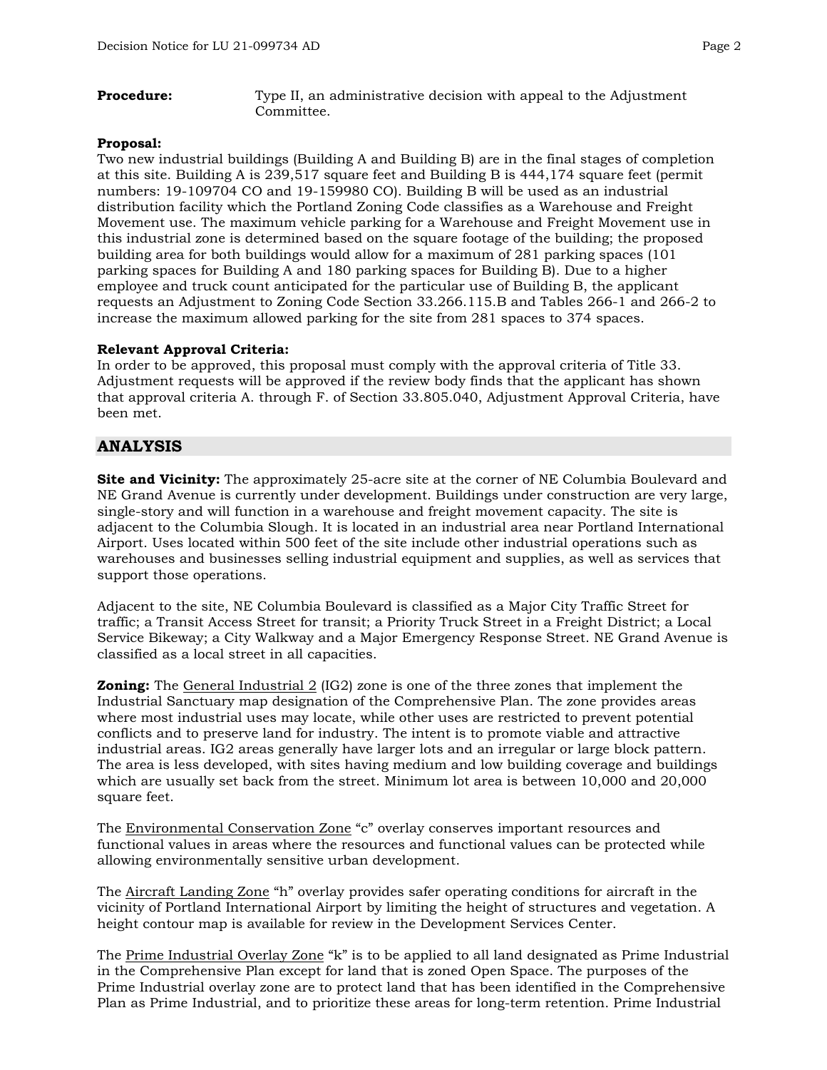**Procedure:** Type II, an administrative decision with appeal to the Adjustment Committee.

**Proposal:**
Two new industrial buildings (Building A and Building B) are in the final stages of completion at this site. Building A is 239,517 square feet and Building B is 444,174 square feet (permit numbers: 19-109704 CO and 19-159980 CO). Building B will be used as an industrial distribution facility which the Portland Zoning Code classifies as a Warehouse and Freight Movement use. The maximum vehicle parking for a Warehouse and Freight Movement use in this industrial zone is determined based on the square footage of the building; the proposed building area for both buildings would allow for a maximum of 281 parking spaces (101 parking spaces for Building A and 180 parking spaces for Building B). Due to a higher employee and truck count anticipated for the particular use of Building B, the applicant requests an Adjustment to Zoning Code Section 33.266.115.B and Tables 266-1 and 266-2 to increase the maximum allowed parking for the site from 281 spaces to 374 spaces.

**Relevant Approval Criteria:**
In order to be approved, this proposal must comply with the approval criteria of Title 33. Adjustment requests will be approved if the review body finds that the applicant has shown that approval criteria A. through F. of Section 33.805.040, Adjustment Approval Criteria, have been met.

## ANALYSIS

**Site and Vicinity:** The approximately 25-acre site at the corner of NE Columbia Boulevard and NE Grand Avenue is currently under development. Buildings under construction are very large, single-story and will function in a warehouse and freight movement capacity. The site is adjacent to the Columbia Slough. It is located in an industrial area near Portland International Airport. Uses located within 500 feet of the site include other industrial operations such as warehouses and businesses selling industrial equipment and supplies, as well as services that support those operations.

Adjacent to the site, NE Columbia Boulevard is classified as a Major City Traffic Street for traffic; a Transit Access Street for transit; a Priority Truck Street in a Freight District; a Local Service Bikeway; a City Walkway and a Major Emergency Response Street. NE Grand Avenue is classified as a local street in all capacities.

**Zoning:** The General Industrial 2 (IG2) zone is one of the three zones that implement the Industrial Sanctuary map designation of the Comprehensive Plan. The zone provides areas where most industrial uses may locate, while other uses are restricted to prevent potential conflicts and to preserve land for industry. The intent is to promote viable and attractive industrial areas. IG2 areas generally have larger lots and an irregular or large block pattern. The area is less developed, with sites having medium and low building coverage and buildings which are usually set back from the street. Minimum lot area is between 10,000 and 20,000 square feet.

The Environmental Conservation Zone "c" overlay conserves important resources and functional values in areas where the resources and functional values can be protected while allowing environmentally sensitive urban development.

The Aircraft Landing Zone "h" overlay provides safer operating conditions for aircraft in the vicinity of Portland International Airport by limiting the height of structures and vegetation. A height contour map is available for review in the Development Services Center.

The Prime Industrial Overlay Zone "k" is to be applied to all land designated as Prime Industrial in the Comprehensive Plan except for land that is zoned Open Space. The purposes of the Prime Industrial overlay zone are to protect land that has been identified in the Comprehensive Plan as Prime Industrial, and to prioritize these areas for long-term retention. Prime Industrial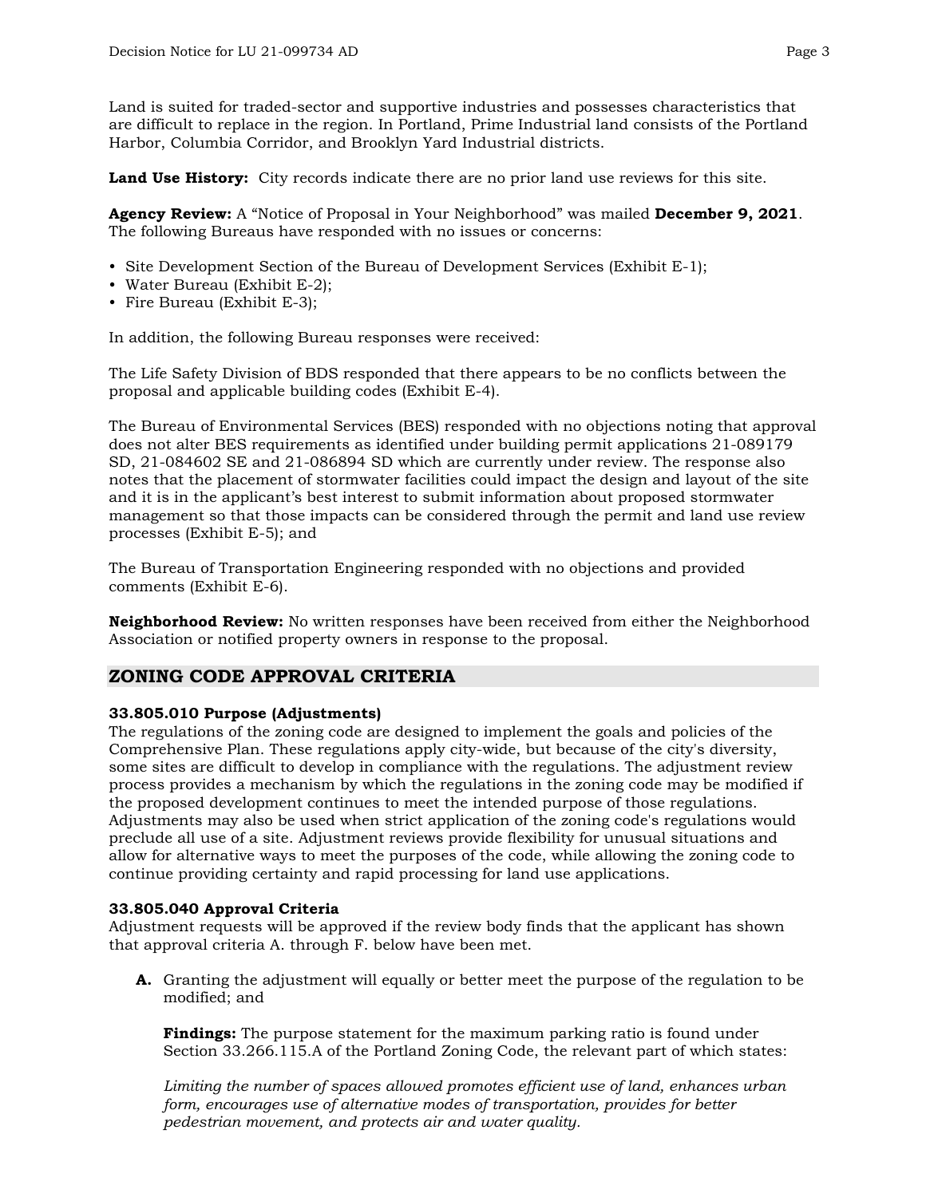Land is suited for traded-sector and supportive industries and possesses characteristics that are difficult to replace in the region. In Portland, Prime Industrial land consists of the Portland Harbor, Columbia Corridor, and Brooklyn Yard Industrial districts.

**Land Use History:** City records indicate there are no prior land use reviews for this site.

**Agency Review:** A "Notice of Proposal in Your Neighborhood" was mailed **December 9, 2021**. The following Bureaus have responded with no issues or concerns:

- Site Development Section of the Bureau of Development Services (Exhibit E-1);
- Water Bureau (Exhibit E-2);
- Fire Bureau (Exhibit E-3);

In addition, the following Bureau responses were received:

The Life Safety Division of BDS responded that there appears to be no conflicts between the proposal and applicable building codes (Exhibit E-4).

The Bureau of Environmental Services (BES) responded with no objections noting that approval does not alter BES requirements as identified under building permit applications 21-089179 SD, 21-084602 SE and 21-086894 SD which are currently under review. The response also notes that the placement of stormwater facilities could impact the design and layout of the site and it is in the applicant's best interest to submit information about proposed stormwater management so that those impacts can be considered through the permit and land use review processes (Exhibit E-5); and

The Bureau of Transportation Engineering responded with no objections and provided comments (Exhibit E-6).

**Neighborhood Review:** No written responses have been received from either the Neighborhood Association or notified property owners in response to the proposal.

## ZONING CODE APPROVAL CRITERIA

**33.805.010 Purpose (Adjustments)**
The regulations of the zoning code are designed to implement the goals and policies of the Comprehensive Plan. These regulations apply city-wide, but because of the city's diversity, some sites are difficult to develop in compliance with the regulations. The adjustment review process provides a mechanism by which the regulations in the zoning code may be modified if the proposed development continues to meet the intended purpose of those regulations. Adjustments may also be used when strict application of the zoning code's regulations would preclude all use of a site. Adjustment reviews provide flexibility for unusual situations and allow for alternative ways to meet the purposes of the code, while allowing the zoning code to continue providing certainty and rapid processing for land use applications.

**33.805.040 Approval Criteria**
Adjustment requests will be approved if the review body finds that the applicant has shown that approval criteria A. through F. below have been met.

**A.** Granting the adjustment will equally or better meet the purpose of the regulation to be modified; and

**Findings:** The purpose statement for the maximum parking ratio is found under Section 33.266.115.A of the Portland Zoning Code, the relevant part of which states:

*Limiting the number of spaces allowed promotes efficient use of land, enhances urban form, encourages use of alternative modes of transportation, provides for better pedestrian movement, and protects air and water quality.*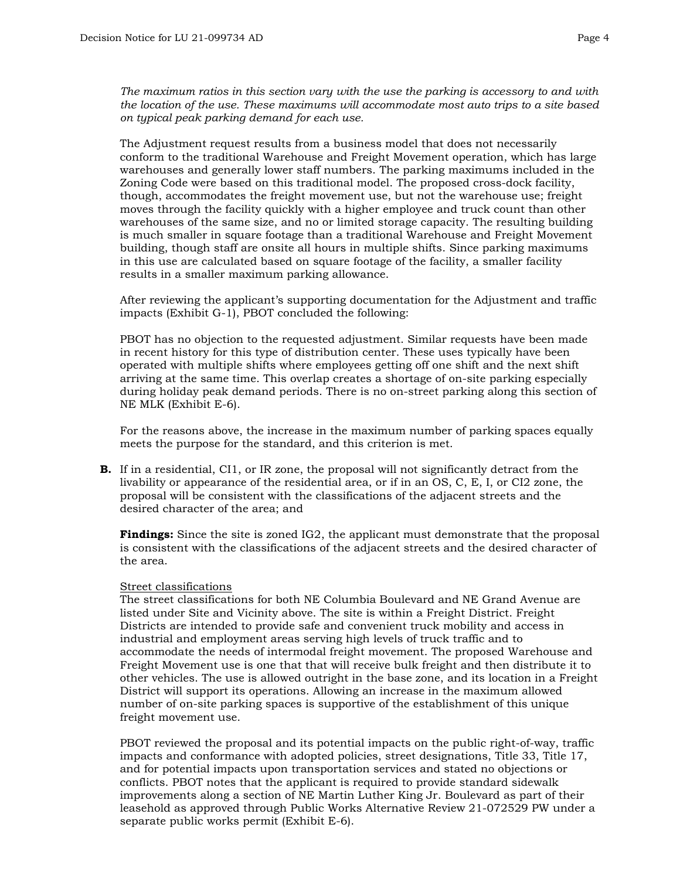*The maximum ratios in this section vary with the use the parking is accessory to and with the location of the use. These maximums will accommodate most auto trips to a site based on typical peak parking demand for each use.*

The Adjustment request results from a business model that does not necessarily conform to the traditional Warehouse and Freight Movement operation, which has large warehouses and generally lower staff numbers. The parking maximums included in the Zoning Code were based on this traditional model. The proposed cross-dock facility, though, accommodates the freight movement use, but not the warehouse use; freight moves through the facility quickly with a higher employee and truck count than other warehouses of the same size, and no or limited storage capacity. The resulting building is much smaller in square footage than a traditional Warehouse and Freight Movement building, though staff are onsite all hours in multiple shifts. Since parking maximums in this use are calculated based on square footage of the facility, a smaller facility results in a smaller maximum parking allowance.

After reviewing the applicant's supporting documentation for the Adjustment and traffic impacts (Exhibit G-1), PBOT concluded the following:

PBOT has no objection to the requested adjustment. Similar requests have been made in recent history for this type of distribution center. These uses typically have been operated with multiple shifts where employees getting off one shift and the next shift arriving at the same time. This overlap creates a shortage of on-site parking especially during holiday peak demand periods. There is no on-street parking along this section of NE MLK (Exhibit E-6).

For the reasons above, the increase in the maximum number of parking spaces equally meets the purpose for the standard, and this criterion is met.

**B.** If in a residential, CI1, or IR zone, the proposal will not significantly detract from the livability or appearance of the residential area, or if in an OS, C, E, I, or CI2 zone, the proposal will be consistent with the classifications of the adjacent streets and the desired character of the area; and

**Findings:** Since the site is zoned IG2, the applicant must demonstrate that the proposal is consistent with the classifications of the adjacent streets and the desired character of the area.

<u>Street classifications</u>

The street classifications for both NE Columbia Boulevard and NE Grand Avenue are listed under Site and Vicinity above. The site is within a Freight District. Freight Districts are intended to provide safe and convenient truck mobility and access in industrial and employment areas serving high levels of truck traffic and to accommodate the needs of intermodal freight movement. The proposed Warehouse and Freight Movement use is one that that will receive bulk freight and then distribute it to other vehicles. The use is allowed outright in the base zone, and its location in a Freight District will support its operations. Allowing an increase in the maximum allowed number of on-site parking spaces is supportive of the establishment of this unique freight movement use.

PBOT reviewed the proposal and its potential impacts on the public right-of-way, traffic impacts and conformance with adopted policies, street designations, Title 33, Title 17, and for potential impacts upon transportation services and stated no objections or conflicts. PBOT notes that the applicant is required to provide standard sidewalk improvements along a section of NE Martin Luther King Jr. Boulevard as part of their leasehold as approved through Public Works Alternative Review 21-072529 PW under a separate public works permit (Exhibit E-6).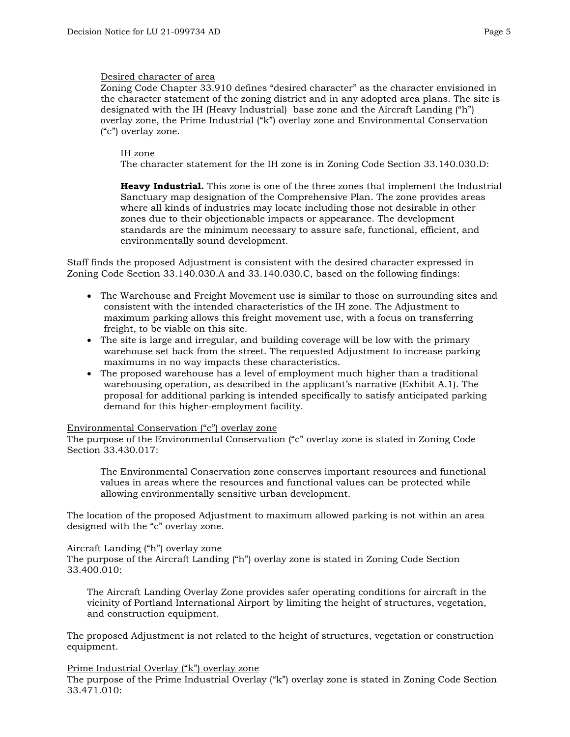Desired character of area

Zoning Code Chapter 33.910 defines “desired character” as the character envisioned in the character statement of the zoning district and in any adopted area plans. The site is designated with the IH (Heavy Industrial) base zone and the Aircraft Landing (“h”) overlay zone, the Prime Industrial (“k”) overlay zone and Environmental Conservation (“c”) overlay zone.

IH zone

The character statement for the IH zone is in Zoning Code Section 33.140.030.D:

**Heavy Industrial.** This zone is one of the three zones that implement the Industrial Sanctuary map designation of the Comprehensive Plan. The zone provides areas where all kinds of industries may locate including those not desirable in other zones due to their objectionable impacts or appearance. The development standards are the minimum necessary to assure safe, functional, efficient, and environmentally sound development.

Staff finds the proposed Adjustment is consistent with the desired character expressed in Zoning Code Section 33.140.030.A and 33.140.030.C, based on the following findings:

- The Warehouse and Freight Movement use is similar to those on surrounding sites and consistent with the intended characteristics of the IH zone. The Adjustment to maximum parking allows this freight movement use, with a focus on transferring freight, to be viable on this site.
- The site is large and irregular, and building coverage will be low with the primary warehouse set back from the street. The requested Adjustment to increase parking maximums in no way impacts these characteristics.
- The proposed warehouse has a level of employment much higher than a traditional warehousing operation, as described in the applicant’s narrative (Exhibit A.1). The proposal for additional parking is intended specifically to satisfy anticipated parking demand for this higher-employment facility.

Environmental Conservation (“c”) overlay zone

The purpose of the Environmental Conservation (“c” overlay zone is stated in Zoning Code Section 33.430.017:

The Environmental Conservation zone conserves important resources and functional values in areas where the resources and functional values can be protected while allowing environmentally sensitive urban development.

The location of the proposed Adjustment to maximum allowed parking is not within an area designed with the “c” overlay zone.

Aircraft Landing (“h”) overlay zone

The purpose of the Aircraft Landing (“h”) overlay zone is stated in Zoning Code Section 33.400.010:

The Aircraft Landing Overlay Zone provides safer operating conditions for aircraft in the vicinity of Portland International Airport by limiting the height of structures, vegetation, and construction equipment.

The proposed Adjustment is not related to the height of structures, vegetation or construction equipment.

Prime Industrial Overlay (“k”) overlay zone

The purpose of the Prime Industrial Overlay (“k”) overlay zone is stated in Zoning Code Section 33.471.010: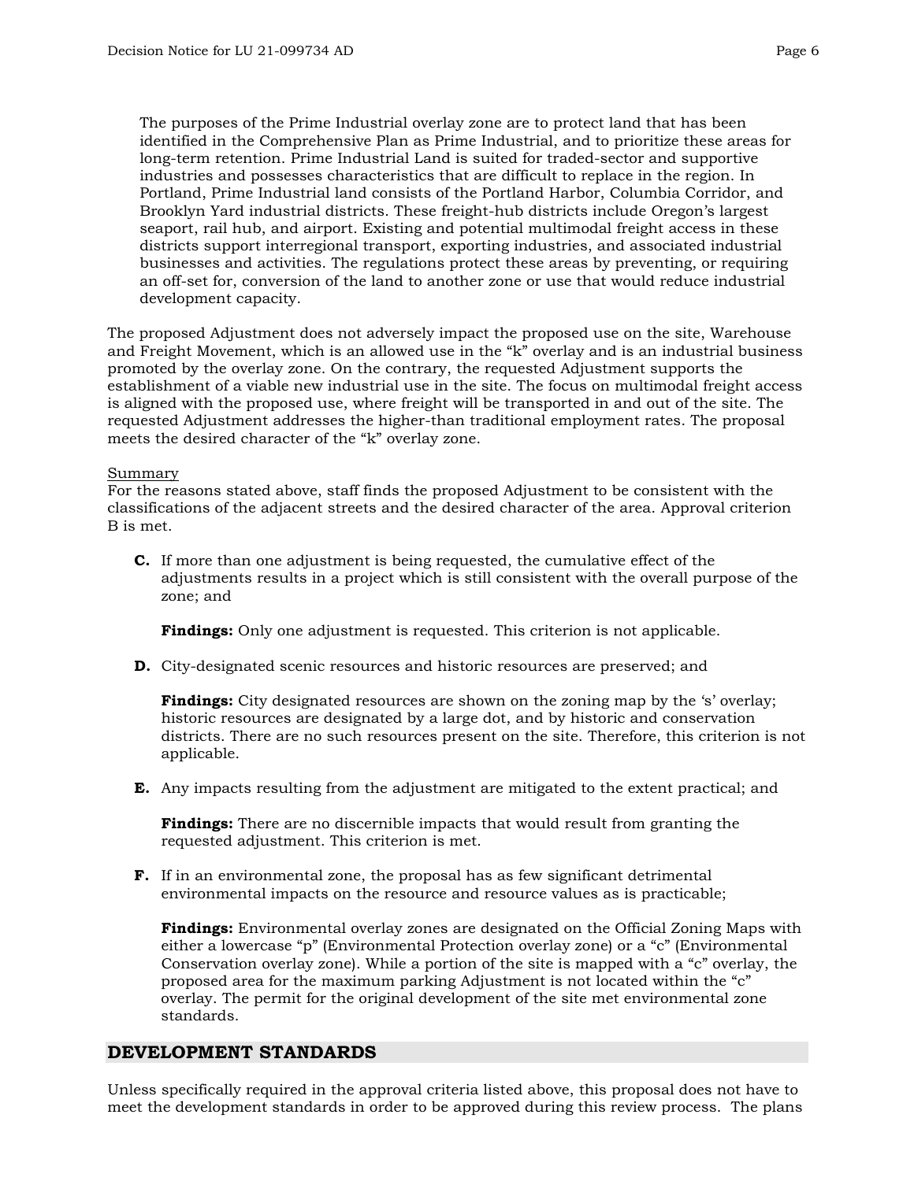> The purposes of the Prime Industrial overlay zone are to protect land that has been identified in the Comprehensive Plan as Prime Industrial, and to prioritize these areas for long-term retention. Prime Industrial Land is suited for traded-sector and supportive industries and possesses characteristics that are difficult to replace in the region. In Portland, Prime Industrial land consists of the Portland Harbor, Columbia Corridor, and Brooklyn Yard industrial districts. These freight-hub districts include Oregon's largest seaport, rail hub, and airport. Existing and potential multimodal freight access in these districts support interregional transport, exporting industries, and associated industrial businesses and activities. The regulations protect these areas by preventing, or requiring an off-set for, conversion of the land to another zone or use that would reduce industrial development capacity.

The proposed Adjustment does not adversely impact the proposed use on the site, Warehouse and Freight Movement, which is an allowed use in the "k" overlay and is an industrial business promoted by the overlay zone. On the contrary, the requested Adjustment supports the establishment of a viable new industrial use in the site. The focus on multimodal freight access is aligned with the proposed use, where freight will be transported in and out of the site. The requested Adjustment addresses the higher-than traditional employment rates. The proposal meets the desired character of the "k" overlay zone.

Summary
For the reasons stated above, staff finds the proposed Adjustment to be consistent with the classifications of the adjacent streets and the desired character of the area. Approval criterion B is met.

**C.** If more than one adjustment is being requested, the cumulative effect of the adjustments results in a project which is still consistent with the overall purpose of the zone; and

**Findings:** Only one adjustment is requested. This criterion is not applicable.

**D.** City-designated scenic resources and historic resources are preserved; and

**Findings:** City designated resources are shown on the zoning map by the 's' overlay; historic resources are designated by a large dot, and by historic and conservation districts. There are no such resources present on the site. Therefore, this criterion is not applicable.

**E.** Any impacts resulting from the adjustment are mitigated to the extent practical; and

**Findings:** There are no discernible impacts that would result from granting the requested adjustment. This criterion is met.

**F.** If in an environmental zone, the proposal has as few significant detrimental environmental impacts on the resource and resource values as is practicable;

**Findings:** Environmental overlay zones are designated on the Official Zoning Maps with either a lowercase "p" (Environmental Protection overlay zone) or a "c" (Environmental Conservation overlay zone). While a portion of the site is mapped with a "c" overlay, the proposed area for the maximum parking Adjustment is not located within the "c" overlay. The permit for the original development of the site met environmental zone standards.

## DEVELOPMENT STANDARDS

Unless specifically required in the approval criteria listed above, this proposal does not have to meet the development standards in order to be approved during this review process. The plans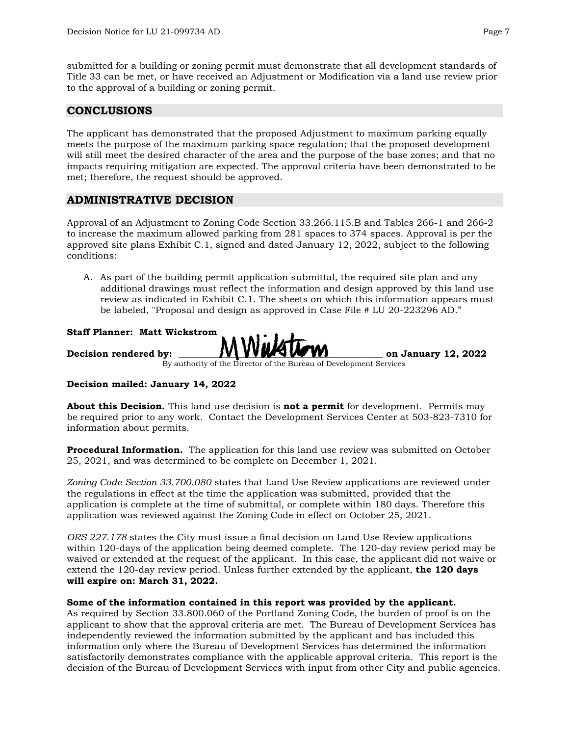submitted for a building or zoning permit must demonstrate that all development standards of Title 33 can be met, or have received an Adjustment or Modification via a land use review prior to the approval of a building or zoning permit.

## CONCLUSIONS

The applicant has demonstrated that the proposed Adjustment to maximum parking equally meets the purpose of the maximum parking space regulation; that the proposed development will still meet the desired character of the area and the purpose of the base zones; and that no impacts requiring mitigation are expected. The approval criteria have been demonstrated to be met; therefore, the request should be approved.

## ADMINISTRATIVE DECISION

Approval of an Adjustment to Zoning Code Section 33.266.115.B and Tables 266-1 and 266-2 to increase the maximum allowed parking from 281 spaces to 374 spaces. Approval is per the approved site plans Exhibit C.1, signed and dated January 12, 2022, subject to the following conditions:

A. As part of the building permit application submittal, the required site plan and any additional drawings must reflect the information and design approved by this land use review as indicated in Exhibit C.1. The sheets on which this information appears must be labeled, "Proposal and design as approved in Case File # LU 20-223296 AD."

**Staff Planner: Matt Wickstrom**

**Decision rendered by:** ______MWickstrom______ **on January 12, 2022**
By authority of the Director of the Bureau of Development Services

**Decision mailed: January 14, 2022**

**About this Decision.** This land use decision is **not a permit** for development. Permits may be required prior to any work. Contact the Development Services Center at 503-823-7310 for information about permits.

**Procedural Information.** The application for this land use review was submitted on October 25, 2021, and was determined to be complete on December 1, 2021.

*Zoning Code Section 33.700.080* states that Land Use Review applications are reviewed under the regulations in effect at the time the application was submitted, provided that the application is complete at the time of submittal, or complete within 180 days. Therefore this application was reviewed against the Zoning Code in effect on October 25, 2021.

*ORS 227.178* states the City must issue a final decision on Land Use Review applications within 120-days of the application being deemed complete. The 120-day review period may be waived or extended at the request of the applicant. In this case, the applicant did not waive or extend the 120-day review period. Unless further extended by the applicant, **the 120 days will expire on: March 31, 2022.**

**Some of the information contained in this report was provided by the applicant.**
As required by Section 33.800.060 of the Portland Zoning Code, the burden of proof is on the applicant to show that the approval criteria are met. The Bureau of Development Services has independently reviewed the information submitted by the applicant and has included this information only where the Bureau of Development Services has determined the information satisfactorily demonstrates compliance with the applicable approval criteria. This report is the decision of the Bureau of Development Services with input from other City and public agencies.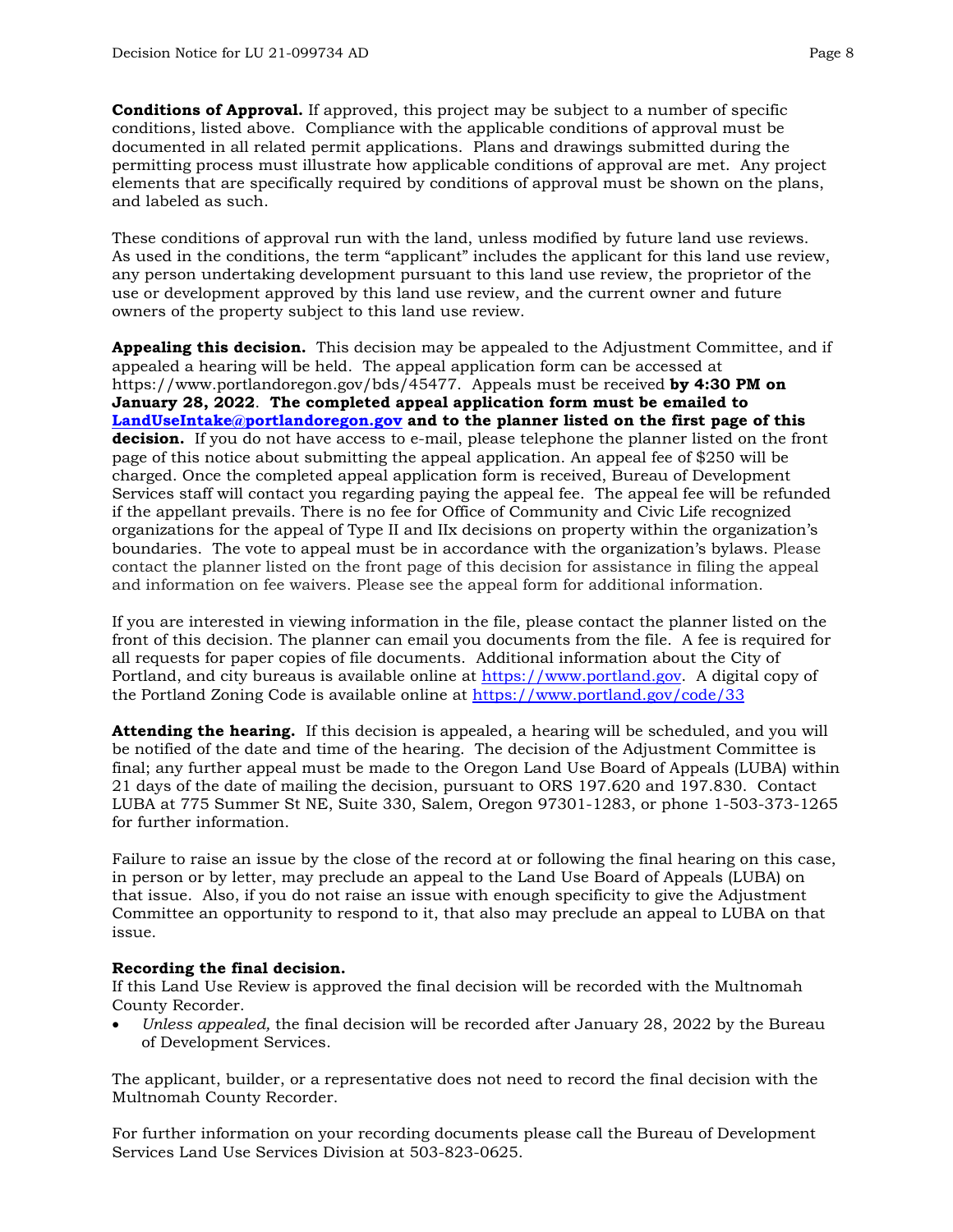**Conditions of Approval.** If approved, this project may be subject to a number of specific conditions, listed above. Compliance with the applicable conditions of approval must be documented in all related permit applications. Plans and drawings submitted during the permitting process must illustrate how applicable conditions of approval are met. Any project elements that are specifically required by conditions of approval must be shown on the plans, and labeled as such.

These conditions of approval run with the land, unless modified by future land use reviews. As used in the conditions, the term "applicant" includes the applicant for this land use review, any person undertaking development pursuant to this land use review, the proprietor of the use or development approved by this land use review, and the current owner and future owners of the property subject to this land use review.

**Appealing this decision.** This decision may be appealed to the Adjustment Committee, and if appealed a hearing will be held. The appeal application form can be accessed at https://www.portlandoregon.gov/bds/45477. Appeals must be received **by 4:30 PM on January 28, 2022**. **The completed appeal application form must be emailed to [LandUseIntake@portlandoregon.gov](mailto:LandUseIntake@portlandoregon.gov) and to the planner listed on the first page of this decision.** If you do not have access to e-mail, please telephone the planner listed on the front page of this notice about submitting the appeal application. An appeal fee of $250 will be charged. Once the completed appeal application form is received, Bureau of Development Services staff will contact you regarding paying the appeal fee. The appeal fee will be refunded if the appellant prevails. There is no fee for Office of Community and Civic Life recognized organizations for the appeal of Type II and IIx decisions on property within the organization's boundaries. The vote to appeal must be in accordance with the organization's bylaws. Please contact the planner listed on the front page of this decision for assistance in filing the appeal and information on fee waivers. Please see the appeal form for additional information.

If you are interested in viewing information in the file, please contact the planner listed on the front of this decision. The planner can email you documents from the file. A fee is required for all requests for paper copies of file documents. Additional information about the City of Portland, and city bureaus is available online at [https://www.portland.gov](https://www.portland.gov). A digital copy of the Portland Zoning Code is available online at [https://www.portland.gov/code/33](https://www.portland.gov/code/33)

**Attending the hearing.** If this decision is appealed, a hearing will be scheduled, and you will be notified of the date and time of the hearing. The decision of the Adjustment Committee is final; any further appeal must be made to the Oregon Land Use Board of Appeals (LUBA) within 21 days of the date of mailing the decision, pursuant to ORS 197.620 and 197.830. Contact LUBA at 775 Summer St NE, Suite 330, Salem, Oregon 97301-1283, or phone 1-503-373-1265 for further information.

Failure to raise an issue by the close of the record at or following the final hearing on this case, in person or by letter, may preclude an appeal to the Land Use Board of Appeals (LUBA) on that issue. Also, if you do not raise an issue with enough specificity to give the Adjustment Committee an opportunity to respond to it, that also may preclude an appeal to LUBA on that issue.

**Recording the final decision.**
If this Land Use Review is approved the final decision will be recorded with the Multnomah County Recorder.

- *Unless appealed,* the final decision will be recorded after January 28, 2022 by the Bureau of Development Services.

The applicant, builder, or a representative does not need to record the final decision with the Multnomah County Recorder.

For further information on your recording documents please call the Bureau of Development Services Land Use Services Division at 503-823-0625.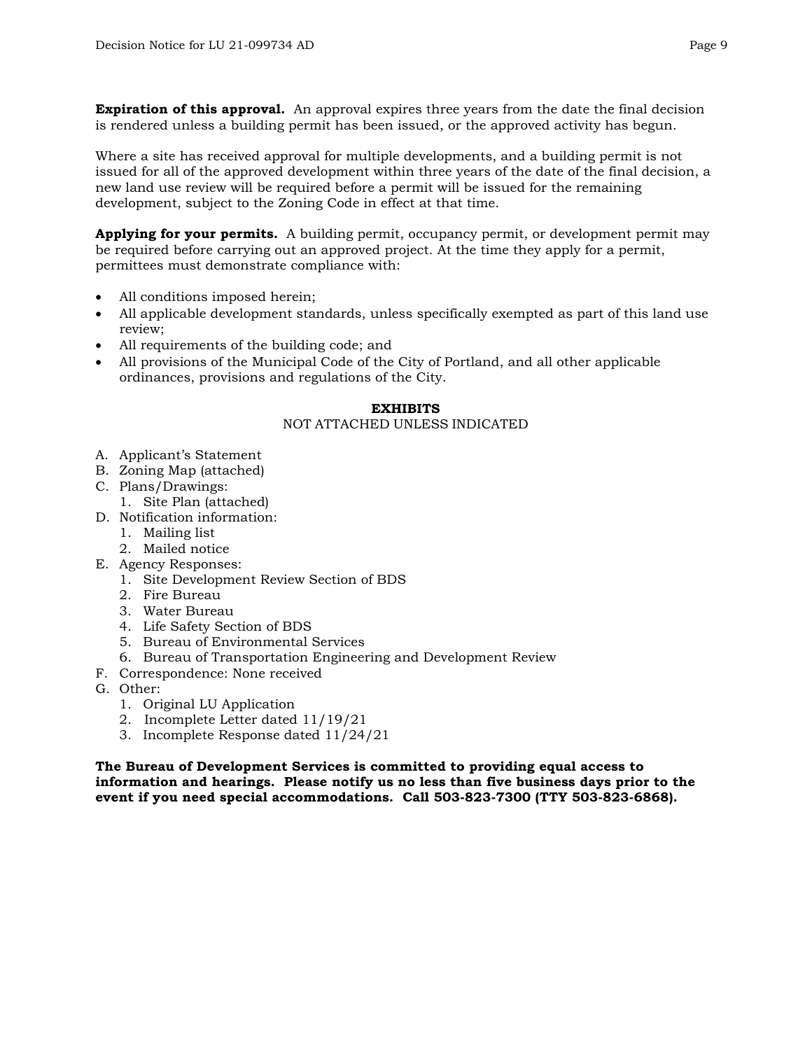**Expiration of this approval.** An approval expires three years from the date the final decision is rendered unless a building permit has been issued, or the approved activity has begun.

Where a site has received approval for multiple developments, and a building permit is not issued for all of the approved development within three years of the date of the final decision, a new land use review will be required before a permit will be issued for the remaining development, subject to the Zoning Code in effect at that time.

**Applying for your permits.** A building permit, occupancy permit, or development permit may be required before carrying out an approved project. At the time they apply for a permit, permittees must demonstrate compliance with:

- All conditions imposed herein;
- All applicable development standards, unless specifically exempted as part of this land use review;
- All requirements of the building code; and
- All provisions of the Municipal Code of the City of Portland, and all other applicable ordinances, provisions and regulations of the City.

**EXHIBITS**

NOT ATTACHED UNLESS INDICATED

A. Applicant's Statement
B. Zoning Map (attached)
C. Plans/Drawings:
   1. Site Plan (attached)
D. Notification information:
   1. Mailing list
   2. Mailed notice
E. Agency Responses:
   1. Site Development Review Section of BDS
   2. Fire Bureau
   3. Water Bureau
   4. Life Safety Section of BDS
   5. Bureau of Environmental Services
   6. Bureau of Transportation Engineering and Development Review
F. Correspondence: None received
G. Other:
   1. Original LU Application
   2. Incomplete Letter dated 11/19/21
   3. Incomplete Response dated 11/24/21

**The Bureau of Development Services is committed to providing equal access to information and hearings. Please notify us no less than five business days prior to the event if you need special accommodations. Call 503-823-7300 (TTY 503-823-6868).**